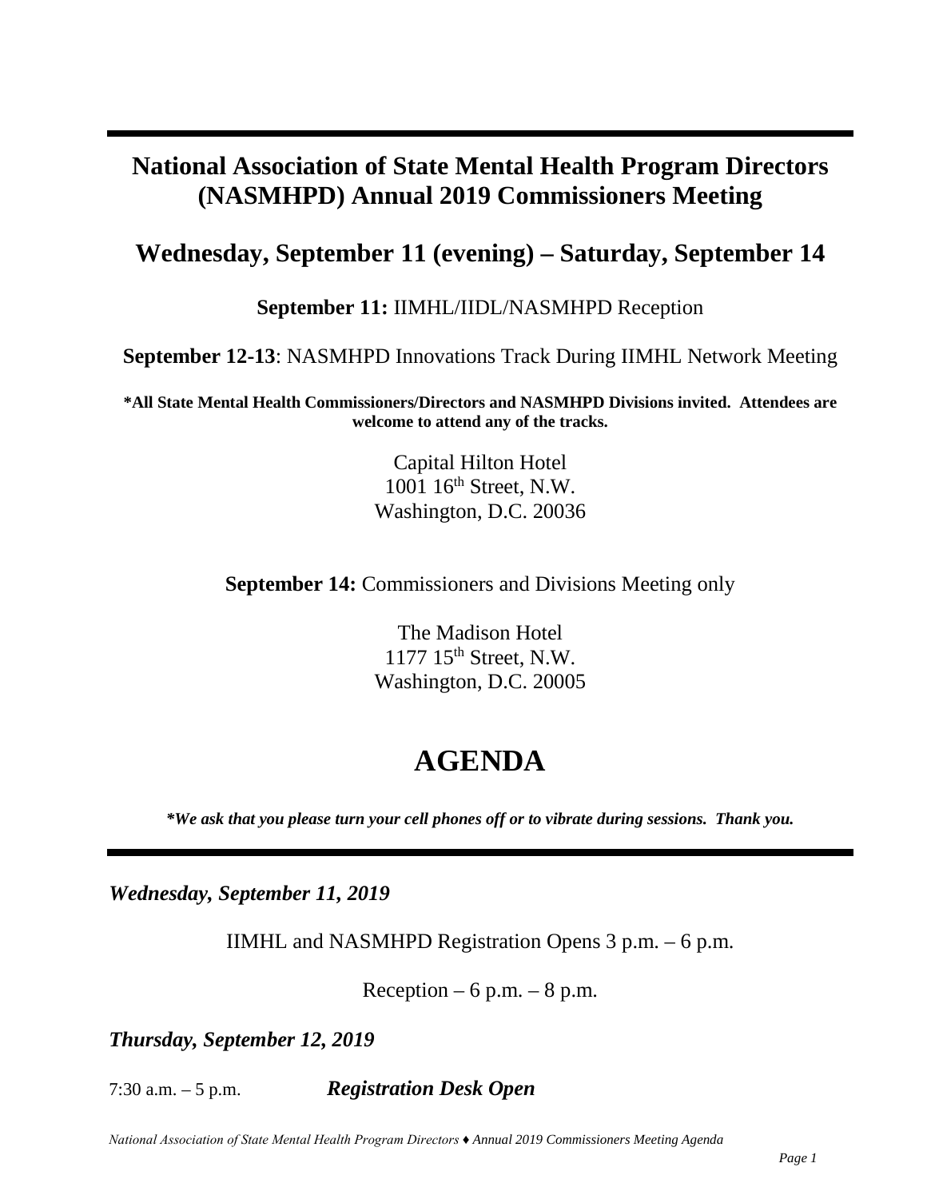# National Association of State Mental Health Program Directors (NASMHPD) Annual 2019 Commissioners Meeting

## Wednesday, September 11 (evening) – Saturday, September 14

**September 11:** IIMHL/IIDL/NASMHPD Reception

**September 12-13**: NASMHPD Innovations Track During IIMHL Network Meeting

**\*All State Mental Health Commissioners/Directors and NASMHPD Divisions invited. Attendees are welcome to attend any of the tracks.**

Capital Hilton Hotel
1001 16th Street, N.W.
Washington, D.C. 20036

**September 14:** Commissioners and Divisions Meeting only

The Madison Hotel
1177 15th Street, N.W.
Washington, D.C. 20005

# AGENDA

***\*We ask that you please turn your cell phones off or to vibrate during sessions. Thank you.***

***Wednesday, September 11, 2019***

IIMHL and NASMHPD Registration Opens 3 p.m. – 6 p.m.

Reception – 6 p.m. – 8 p.m.

***Thursday, September 12, 2019***

7:30 a.m. – 5 p.m. ***Registration Desk Open***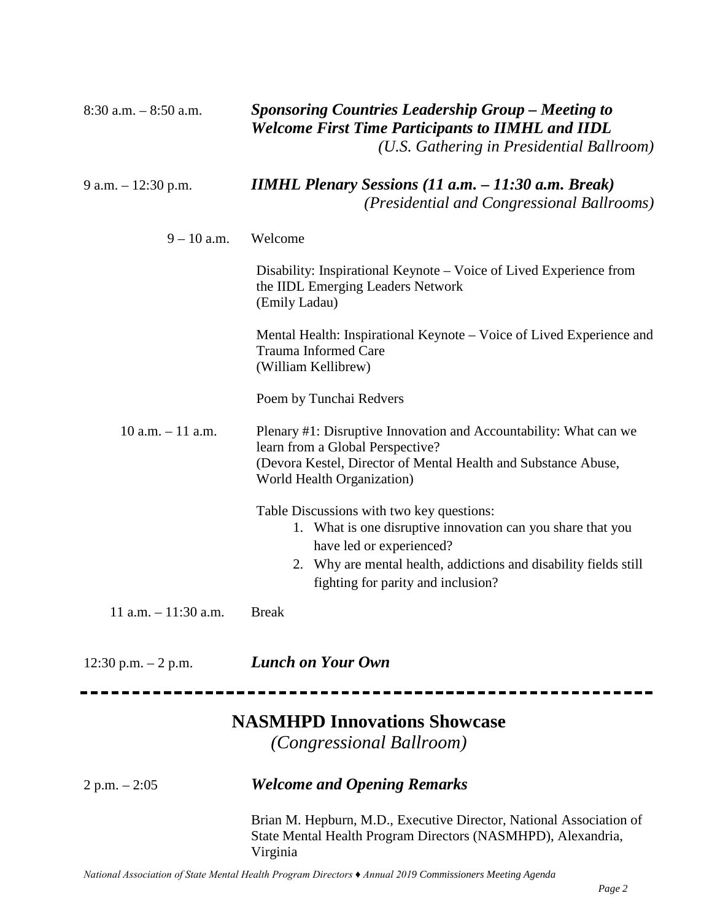8:30 a.m. – 8:50 a.m. ***Sponsoring Countries Leadership Group – Meeting to Welcome First Time Participants to IIMHL and IIDL***
*(U.S. Gathering in Presidential Ballroom)*

9 a.m. – 12:30 p.m. ***IIMHL Plenary Sessions (11 a.m. – 11:30 a.m. Break)***
*(Presidential and Congressional Ballrooms)*

9 – 10 a.m. Welcome

Disability: Inspirational Keynote – Voice of Lived Experience from the IIDL Emerging Leaders Network
(Emily Ladau)

Mental Health: Inspirational Keynote – Voice of Lived Experience and Trauma Informed Care
(William Kellibrew)

Poem by Tunchai Redvers

10 a.m. – 11 a.m. Plenary #1: Disruptive Innovation and Accountability: What can we learn from a Global Perspective?
(Devora Kestel, Director of Mental Health and Substance Abuse, World Health Organization)

Table Discussions with two key questions:

1. What is one disruptive innovation can you share that you have led or experienced?
2. Why are mental health, addictions and disability fields still fighting for parity and inclusion?

11 a.m. – 11:30 a.m. Break

12:30 p.m. – 2 p.m. ***Lunch on Your Own***

---

## NASMHPD Innovations Showcase

*(Congressional Ballroom)*

2 p.m. – 2:05 ***Welcome and Opening Remarks***

Brian M. Hepburn, M.D., Executive Director, National Association of State Mental Health Program Directors (NASMHPD), Alexandria, Virginia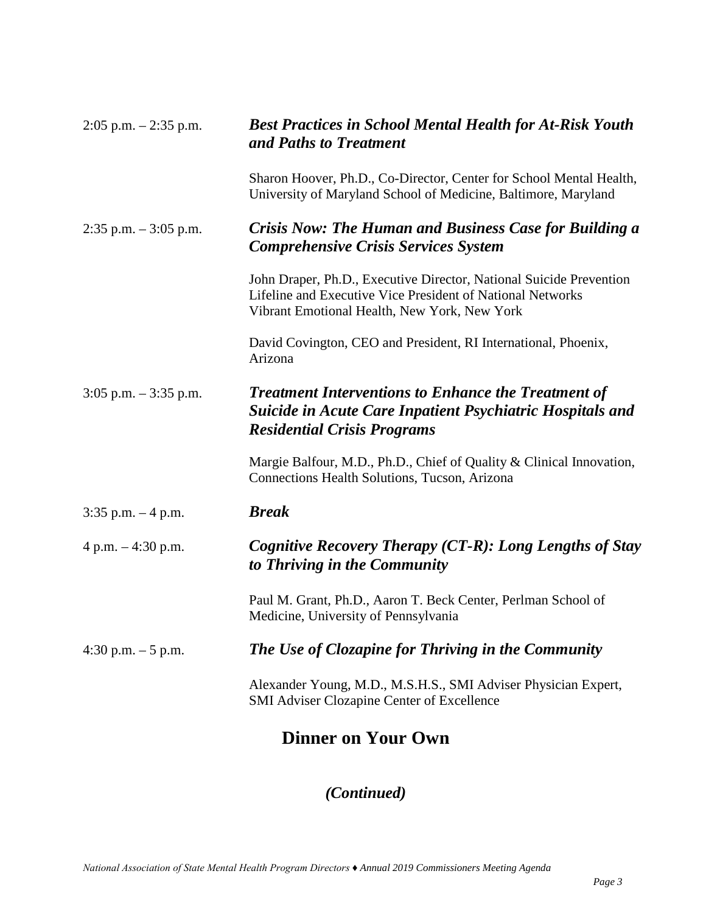2:05 p.m. – 2:35 p.m. ***Best Practices in School Mental Health for At-Risk Youth and Paths to Treatment***

Sharon Hoover, Ph.D., Co-Director, Center for School Mental Health, University of Maryland School of Medicine, Baltimore, Maryland

2:35 p.m. – 3:05 p.m. ***Crisis Now: The Human and Business Case for Building a Comprehensive Crisis Services System***

John Draper, Ph.D., Executive Director, National Suicide Prevention Lifeline and Executive Vice President of National Networks Vibrant Emotional Health, New York, New York

David Covington, CEO and President, RI International, Phoenix, Arizona

3:05 p.m. – 3:35 p.m. ***Treatment Interventions to Enhance the Treatment of Suicide in Acute Care Inpatient Psychiatric Hospitals and Residential Crisis Programs***

Margie Balfour, M.D., Ph.D., Chief of Quality & Clinical Innovation, Connections Health Solutions, Tucson, Arizona

3:35 p.m. – 4 p.m. ***Break***

4 p.m. – 4:30 p.m. ***Cognitive Recovery Therapy (CT-R): Long Lengths of Stay to Thriving in the Community***

Paul M. Grant, Ph.D., Aaron T. Beck Center, Perlman School of Medicine, University of Pennsylvania

4:30 p.m. – 5 p.m. ***The Use of Clozapine for Thriving in the Community***

Alexander Young, M.D., M.S.H.S., SMI Adviser Physician Expert, SMI Adviser Clozapine Center of Excellence

## Dinner on Your Own

***(Continued)***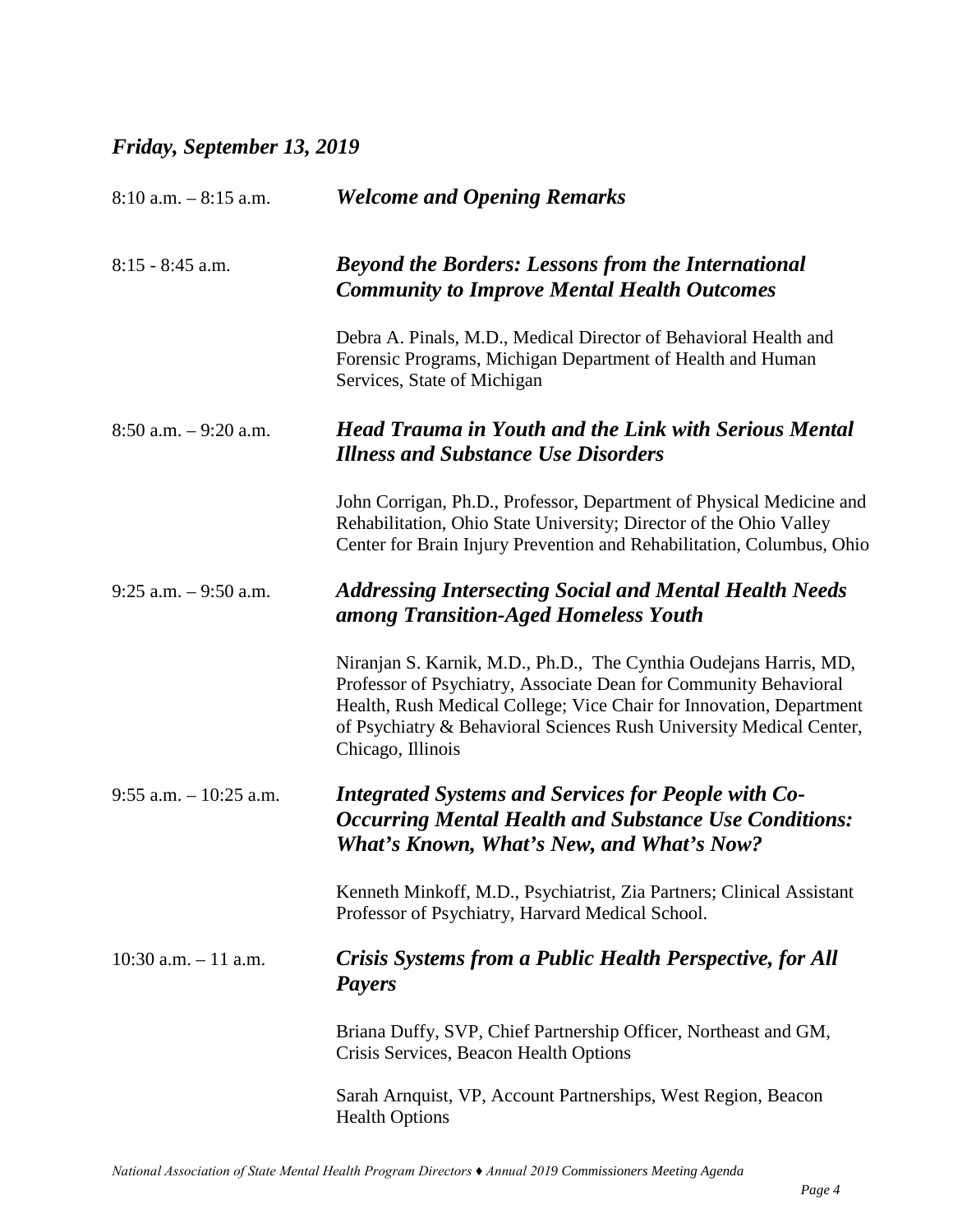## *Friday, September 13, 2019*

8:10 a.m. – 8:15 a.m. ***Welcome and Opening Remarks***

8:15 - 8:45 a.m. ***Beyond the Borders: Lessons from the International Community to Improve Mental Health Outcomes***

Debra A. Pinals, M.D., Medical Director of Behavioral Health and Forensic Programs, Michigan Department of Health and Human Services, State of Michigan

8:50 a.m. – 9:20 a.m. ***Head Trauma in Youth and the Link with Serious Mental Illness and Substance Use Disorders***

John Corrigan, Ph.D., Professor, Department of Physical Medicine and Rehabilitation, Ohio State University; Director of the Ohio Valley Center for Brain Injury Prevention and Rehabilitation, Columbus, Ohio

9:25 a.m. – 9:50 a.m. ***Addressing Intersecting Social and Mental Health Needs among Transition-Aged Homeless Youth***

Niranjan S. Karnik, M.D., Ph.D., The Cynthia Oudejans Harris, MD, Professor of Psychiatry, Associate Dean for Community Behavioral Health, Rush Medical College; Vice Chair for Innovation, Department of Psychiatry & Behavioral Sciences Rush University Medical Center, Chicago, Illinois

9:55 a.m. – 10:25 a.m. ***Integrated Systems and Services for People with Co-Occurring Mental Health and Substance Use Conditions: What's Known, What's New, and What's Now?***

Kenneth Minkoff, M.D., Psychiatrist, Zia Partners; Clinical Assistant Professor of Psychiatry, Harvard Medical School.

10:30 a.m. – 11 a.m. ***Crisis Systems from a Public Health Perspective, for All Payers***

Briana Duffy, SVP, Chief Partnership Officer, Northeast and GM, Crisis Services, Beacon Health Options

Sarah Arnquist, VP, Account Partnerships, West Region, Beacon Health Options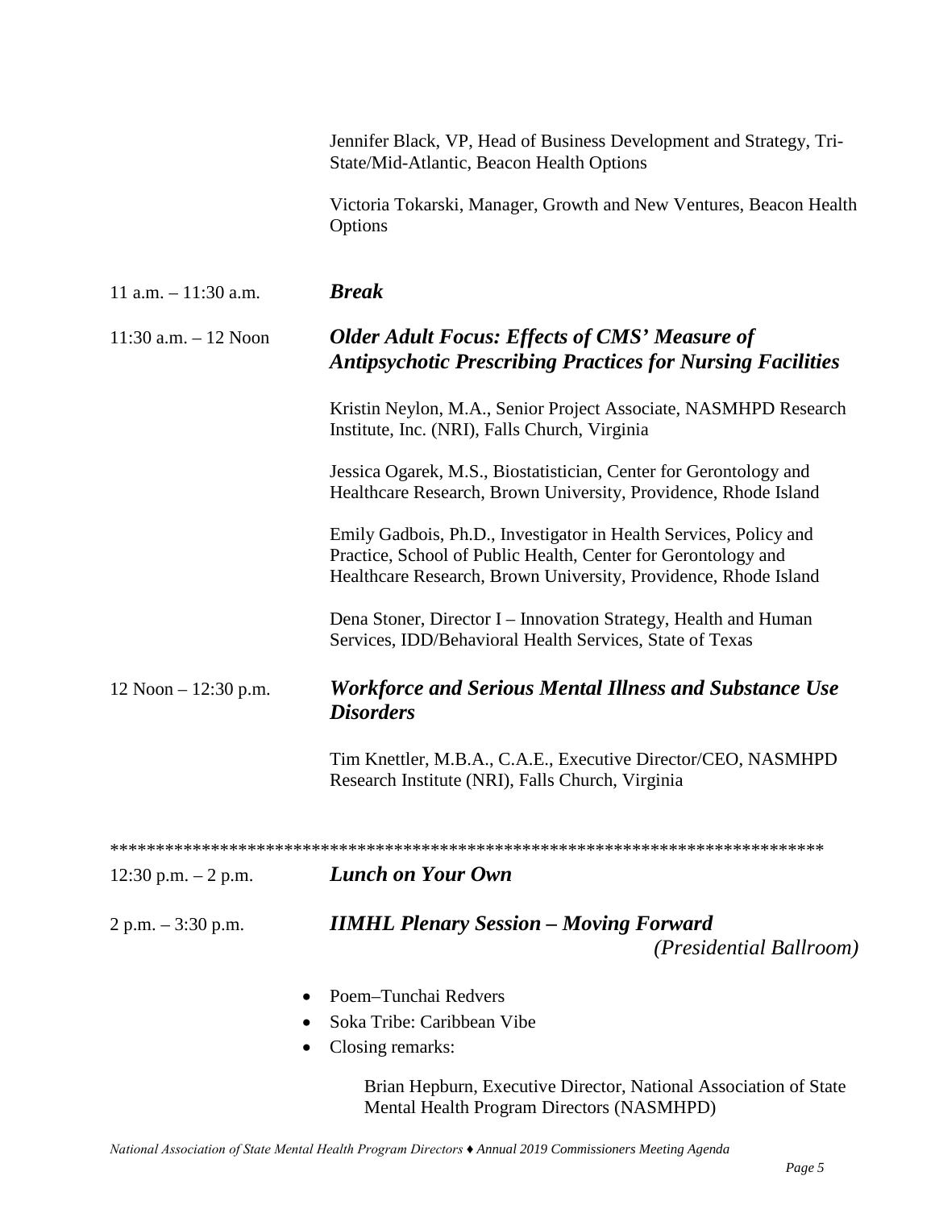Jennifer Black, VP, Head of Business Development and Strategy, Tri-State/Mid-Atlantic, Beacon Health Options

Victoria Tokarski, Manager, Growth and New Ventures, Beacon Health Options

11 a.m. – 11:30 a.m. ***Break***

11:30 a.m. – 12 Noon ***Older Adult Focus: Effects of CMS' Measure of Antipsychotic Prescribing Practices for Nursing Facilities***

Kristin Neylon, M.A., Senior Project Associate, NASMHPD Research Institute, Inc. (NRI), Falls Church, Virginia

Jessica Ogarek, M.S., Biostatistician, Center for Gerontology and Healthcare Research, Brown University, Providence, Rhode Island

Emily Gadbois, Ph.D., Investigator in Health Services, Policy and Practice, School of Public Health, Center for Gerontology and Healthcare Research, Brown University, Providence, Rhode Island

Dena Stoner, Director I – Innovation Strategy, Health and Human Services, IDD/Behavioral Health Services, State of Texas

12 Noon – 12:30 p.m. ***Workforce and Serious Mental Illness and Substance Use Disorders***

Tim Knettler, M.B.A., C.A.E., Executive Director/CEO, NASMHPD Research Institute (NRI), Falls Church, Virginia

*****************************************************************************

12:30 p.m. – 2 p.m. ***Lunch on Your Own***

2 p.m. – 3:30 p.m. ***IIMHL Plenary Session – Moving Forward*** *(Presidential Ballroom)*

- Poem–Tunchai Redvers
- Soka Tribe: Caribbean Vibe
- Closing remarks:

  Brian Hepburn, Executive Director, National Association of State Mental Health Program Directors (NASMHPD)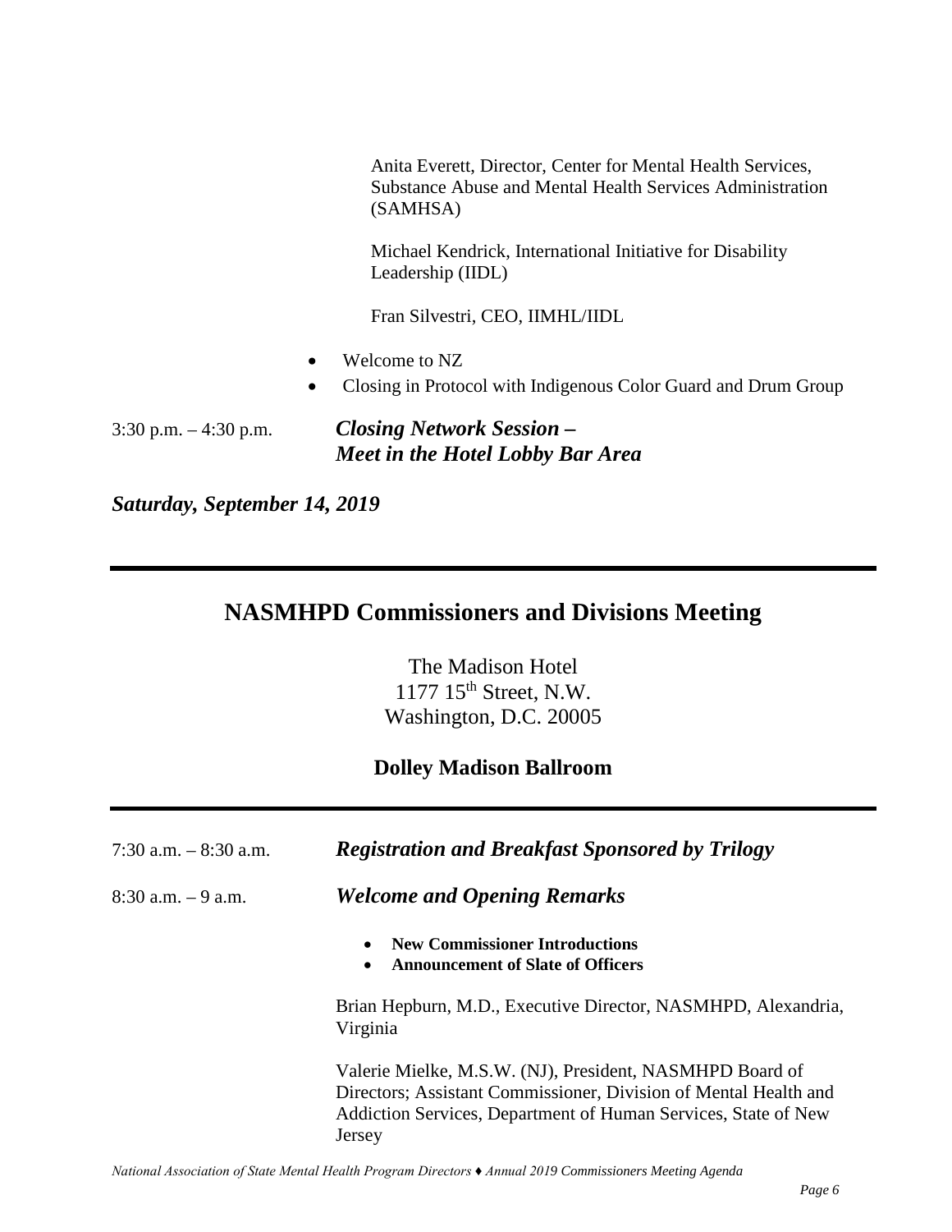Anita Everett, Director, Center for Mental Health Services, Substance Abuse and Mental Health Services Administration (SAMHSA)

Michael Kendrick, International Initiative for Disability Leadership (IIDL)

Fran Silvestri, CEO, IIMHL/IIDL

- Welcome to NZ
- Closing in Protocol with Indigenous Color Guard and Drum Group

3:30 p.m. – 4:30 p.m. ***Closing Network Session – Meet in the Hotel Lobby Bar Area***

***Saturday, September 14, 2019***

---

## NASMHPD Commissioners and Divisions Meeting

The Madison Hotel
1177 15th Street, N.W.
Washington, D.C. 20005

**Dolley Madison Ballroom**

---

7:30 a.m. – 8:30 a.m. ***Registration and Breakfast Sponsored by Trilogy***

8:30 a.m. – 9 a.m. ***Welcome and Opening Remarks***

- **New Commissioner Introductions**
- **Announcement of Slate of Officers**

Brian Hepburn, M.D., Executive Director, NASMHPD, Alexandria, Virginia

Valerie Mielke, M.S.W. (NJ), President, NASMHPD Board of Directors; Assistant Commissioner, Division of Mental Health and Addiction Services, Department of Human Services, State of New Jersey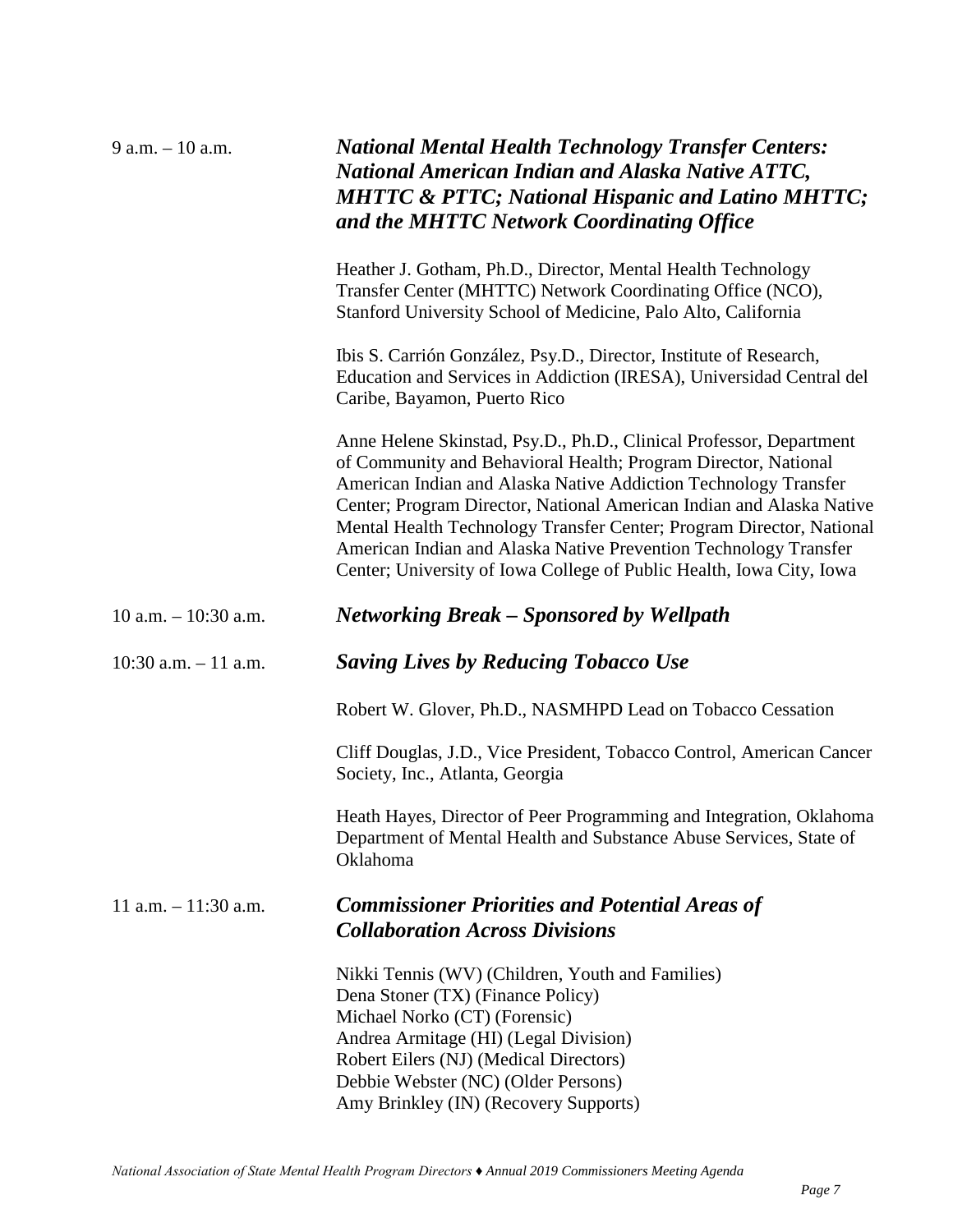9 a.m. – 10 a.m. ***National Mental Health Technology Transfer Centers: National American Indian and Alaska Native ATTC, MHTTC & PTTC; National Hispanic and Latino MHTTC; and the MHTTC Network Coordinating Office***

Heather J. Gotham, Ph.D., Director, Mental Health Technology Transfer Center (MHTTC) Network Coordinating Office (NCO), Stanford University School of Medicine, Palo Alto, California

Ibis S. Carrión González, Psy.D., Director, Institute of Research, Education and Services in Addiction (IRESA), Universidad Central del Caribe, Bayamon, Puerto Rico

Anne Helene Skinstad, Psy.D., Ph.D., Clinical Professor, Department of Community and Behavioral Health; Program Director, National American Indian and Alaska Native Addiction Technology Transfer Center; Program Director, National American Indian and Alaska Native Mental Health Technology Transfer Center; Program Director, National American Indian and Alaska Native Prevention Technology Transfer Center; University of Iowa College of Public Health, Iowa City, Iowa

10 a.m. – 10:30 a.m. ***Networking Break – Sponsored by Wellpath***

10:30 a.m. – 11 a.m. ***Saving Lives by Reducing Tobacco Use***

Robert W. Glover, Ph.D., NASMHPD Lead on Tobacco Cessation

Cliff Douglas, J.D., Vice President, Tobacco Control, American Cancer Society, Inc., Atlanta, Georgia

Heath Hayes, Director of Peer Programming and Integration, Oklahoma Department of Mental Health and Substance Abuse Services, State of Oklahoma

11 a.m. – 11:30 a.m. ***Commissioner Priorities and Potential Areas of Collaboration Across Divisions***

Nikki Tennis (WV) (Children, Youth and Families)
Dena Stoner (TX) (Finance Policy)
Michael Norko (CT) (Forensic)
Andrea Armitage (HI) (Legal Division)
Robert Eilers (NJ) (Medical Directors)
Debbie Webster (NC) (Older Persons)
Amy Brinkley (IN) (Recovery Supports)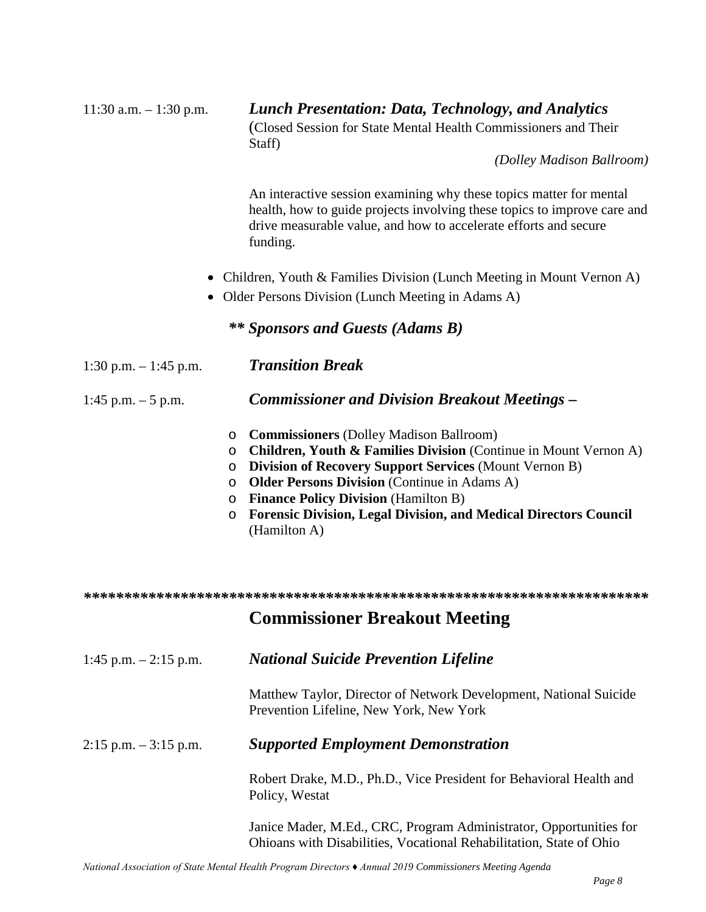11:30 a.m. – 1:30 p.m. ***Lunch Presentation: Data, Technology, and Analytics***
(Closed Session for State Mental Health Commissioners and Their Staff)

*(Dolley Madison Ballroom)*

An interactive session examining why these topics matter for mental health, how to guide projects involving these topics to improve care and drive measurable value, and how to accelerate efforts and secure funding.

- Children, Youth & Families Division (Lunch Meeting in Mount Vernon A)
- Older Persons Division (Lunch Meeting in Adams A)

***** Sponsors and Guests (Adams B)***

1:30 p.m. – 1:45 p.m. ***Transition Break***

1:45 p.m. – 5 p.m. ***Commissioner and Division Breakout Meetings –***

- **Commissioners** (Dolley Madison Ballroom)
- **Children, Youth & Families Division** (Continue in Mount Vernon A)
- **Division of Recovery Support Services** (Mount Vernon B)
- **Older Persons Division** (Continue in Adams A)
- **Finance Policy Division** (Hamilton B)
- **Forensic Division, Legal Division, and Medical Directors Council** (Hamilton A)

***************************************************************

## Commissioner Breakout Meeting

1:45 p.m. – 2:15 p.m. ***National Suicide Prevention Lifeline***

Matthew Taylor, Director of Network Development, National Suicide Prevention Lifeline, New York, New York

2:15 p.m. – 3:15 p.m. ***Supported Employment Demonstration***

Robert Drake, M.D., Ph.D., Vice President for Behavioral Health and Policy, Westat

Janice Mader, M.Ed., CRC, Program Administrator, Opportunities for Ohioans with Disabilities, Vocational Rehabilitation, State of Ohio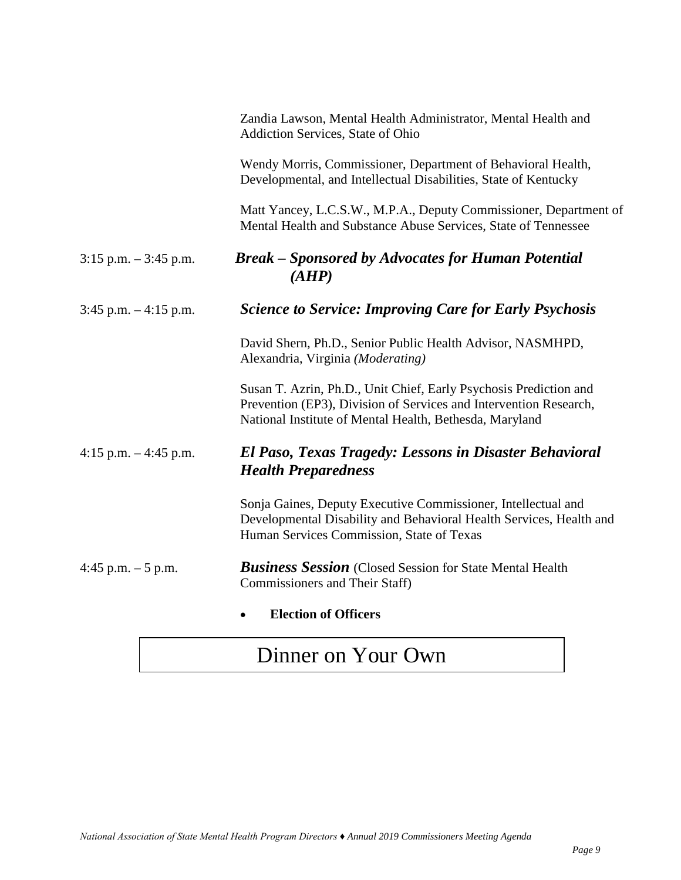Zandia Lawson, Mental Health Administrator, Mental Health and Addiction Services, State of Ohio

Wendy Morris, Commissioner, Department of Behavioral Health, Developmental, and Intellectual Disabilities, State of Kentucky

Matt Yancey, L.C.S.W., M.P.A., Deputy Commissioner, Department of Mental Health and Substance Abuse Services, State of Tennessee

3:15 p.m. – 3:45 p.m. ***Break – Sponsored by Advocates for Human Potential (AHP)***

3:45 p.m. – 4:15 p.m. ***Science to Service: Improving Care for Early Psychosis***

David Shern, Ph.D., Senior Public Health Advisor, NASMHPD, Alexandria, Virginia *(Moderating)*

Susan T. Azrin, Ph.D., Unit Chief, Early Psychosis Prediction and Prevention (EP3), Division of Services and Intervention Research, National Institute of Mental Health, Bethesda, Maryland

4:15 p.m. – 4:45 p.m. ***El Paso, Texas Tragedy: Lessons in Disaster Behavioral Health Preparedness***

Sonja Gaines, Deputy Executive Commissioner, Intellectual and Developmental Disability and Behavioral Health Services, Health and Human Services Commission, State of Texas

4:45 p.m. – 5 p.m. ***Business Session*** (Closed Session for State Mental Health Commissioners and Their Staff)

- **Election of Officers**

## Dinner on Your Own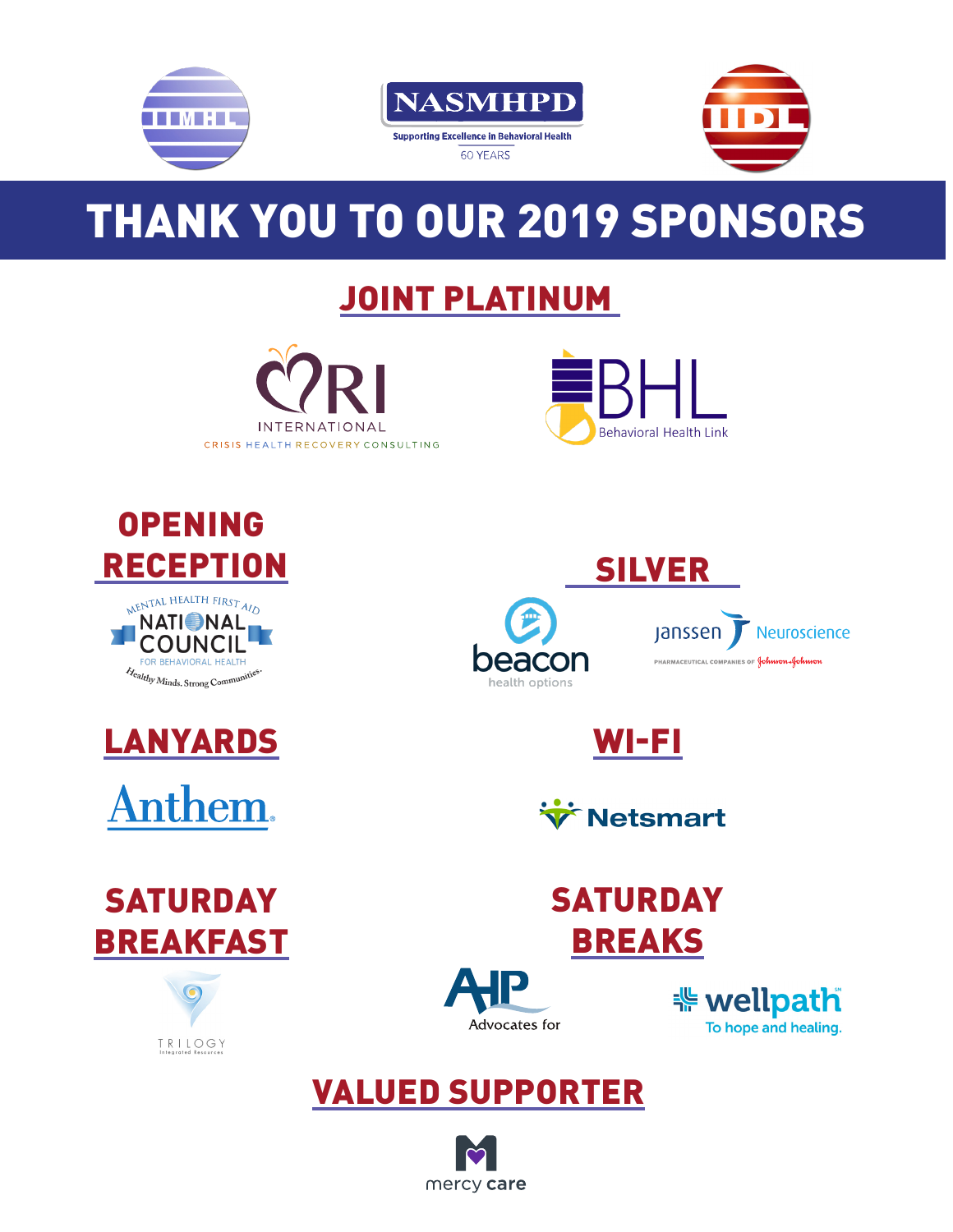IIMHL

NASMHPD
Supporting Excellence in Behavioral Health
60 YEARS

IIDL

# THANK YOU TO OUR 2019 SPONSORS

## JOINT PLATINUM

RI INTERNATIONAL
CRISIS HEALTH RECOVERY CONSULTING

BHL
Behavioral Health Link

## OPENING RECEPTION

MENTAL HEALTH FIRST AID
NATIONAL COUNCIL
FOR BEHAVIORAL HEALTH
Healthy Minds. Strong Communities.

## SILVER

beacon
health options

janssen Neuroscience
PHARMACEUTICAL COMPANIES OF Johnson & Johnson

## LANYARDS

Anthem.

## WI-FI

Netsmart

## SATURDAY BREAKFAST

TRILOGY
Integrated Resources

## SATURDAY BREAKS

AHP
Advocates for

wellpath
To hope and healing.

## VALUED SUPPORTER

mercy care